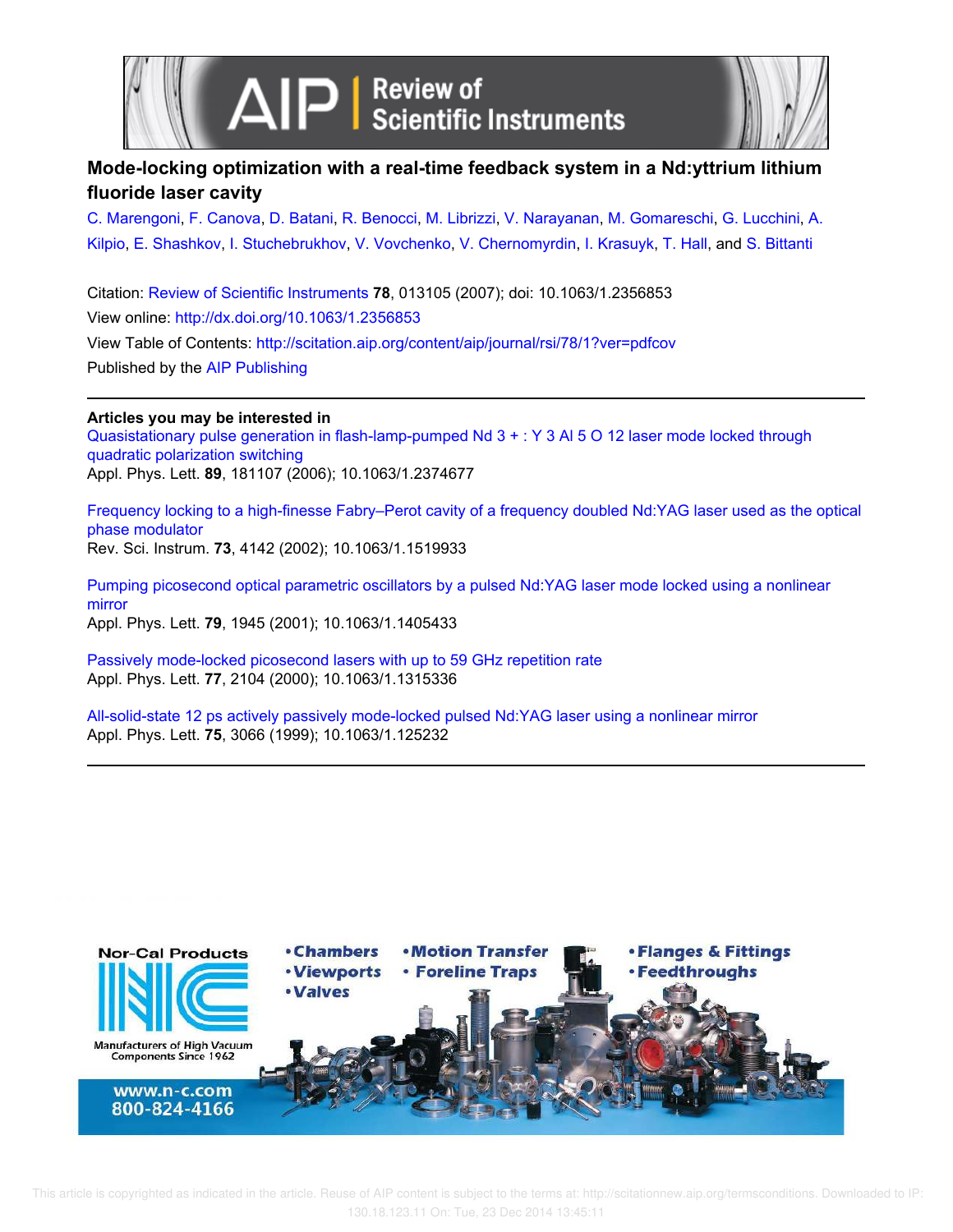# Mode-locking optimization with a real-time feedback system in a Nd:yttrium lithium fluoride laser cavity

C. Marengoni, F. Canova, D. Batani, R. Benocci, M. Librizzi, V. Narayanan, M. Gomareschi, G. Lucchini, A. Kilpio, E. Shashkov, I. Stuchebrukhov, V. Vovchenko, V. Chernomyrdin, I. Krasuyk, T. Hall, and S. Bittanti

Citation: Review of Scientific Instruments **78**, 013105 (2007); doi: 10.1063/1.2356853

View online: http://dx.doi.org/10.1063/1.2356853

View Table of Contents: http://scitation.aip.org/content/aip/journal/rsi/78/1?ver=pdfcov

Published by the AIP Publishing

---

**Articles you may be interested in**

Quasistationary pulse generation in flash-lamp-pumped Nd 3 + : Y 3 Al 5 O 12 laser mode locked through quadratic polarization switching
Appl. Phys. Lett. **89**, 181107 (2006); 10.1063/1.2374677

Frequency locking to a high-finesse Fabry–Perot cavity of a frequency doubled Nd:YAG laser used as the optical phase modulator
Rev. Sci. Instrum. **73**, 4142 (2002); 10.1063/1.1519933

Pumping picosecond optical parametric oscillators by a pulsed Nd:YAG laser mode locked using a nonlinear mirror
Appl. Phys. Lett. **79**, 1945 (2001); 10.1063/1.1405433

Passively mode-locked picosecond lasers with up to 59 GHz repetition rate
Appl. Phys. Lett. **77**, 2104 (2000); 10.1063/1.1315336

All-solid-state 12 ps actively passively mode-locked pulsed Nd:YAG laser using a nonlinear mirror
Appl. Phys. Lett. **75**, 3066 (1999); 10.1063/1.125232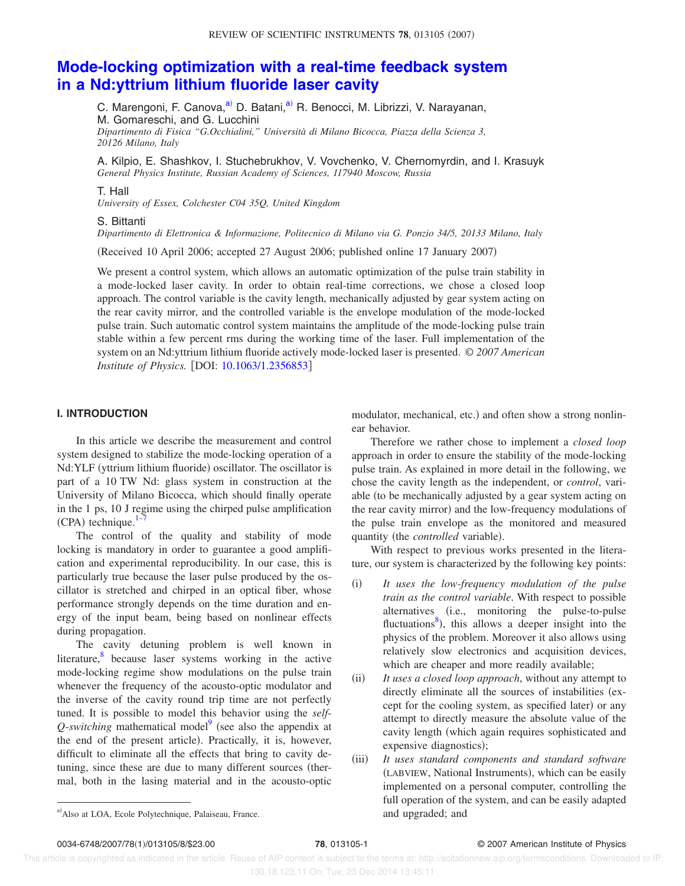# Mode-locking optimization with a real-time feedback system in a Nd:yttrium lithium fluoride laser cavity

C. Marengoni, F. Canova,[a] D. Batani,[a] R. Benocci, M. Librizzi, V. Narayanan, M. Gomareschi, and G. Lucchini

*Dipartimento di Fisica "G.Occhialini," Università di Milano Bicocca, Piazza della Scienza 3, 20126 Milano, Italy*

A. Kilpio, E. Shashkov, I. Stuchebrukhov, V. Vovchenko, V. Chernomyrdin, and I. Krasuyk

*General Physics Institute, Russian Academy of Sciences, 117940 Moscow, Russia*

T. Hall

*University of Essex, Colchester C04 35Q, United Kingdom*

S. Bittanti

*Dipartimento di Elettronica & Informazione, Politecnico di Milano via G. Ponzio 34/5, 20133 Milano, Italy*

(Received 10 April 2006; accepted 27 August 2006; published online 17 January 2007)

We present a control system, which allows an automatic optimization of the pulse train stability in a mode-locked laser cavity. In order to obtain real-time corrections, we chose a closed loop approach. The control variable is the cavity length, mechanically adjusted by gear system acting on the rear cavity mirror, and the controlled variable is the envelope modulation of the mode-locked pulse train. Such automatic control system maintains the amplitude of the mode-locking pulse train stable within a few percent rms during the working time of the laser. Full implementation of the system on an Nd:yttrium lithium fluoride actively mode-locked laser is presented. *© 2007 American Institute of Physics.* [DOI: 10.1063/1.2356853]

## I. INTRODUCTION

In this article we describe the measurement and control system designed to stabilize the mode-locking operation of a Nd:YLF (yttrium lithium fluoride) oscillator. The oscillator is part of a 10 TW Nd: glass system in construction at the University of Milano Bicocca, which should finally operate in the 1 ps, 10 J regime using the chirped pulse amplification (CPA) technique.[1–7]

The control of the quality and stability of mode locking is mandatory in order to guarantee a good amplification and experimental reproducibility. In our case, this is particularly true because the laser pulse produced by the oscillator is stretched and chirped in an optical fiber, whose performance strongly depends on the time duration and energy of the input beam, being based on nonlinear effects during propagation.

The cavity detuning problem is well known in literature,[8] because laser systems working in the active mode-locking regime show modulations on the pulse train whenever the frequency of the acousto-optic modulator and the inverse of the cavity round trip time are not perfectly tuned. It is possible to model this behavior using the *self-Q-switching* mathematical model[9] (see also the appendix at the end of the present article). Practically, it is, however, difficult to eliminate all the effects that bring to cavity detuning, since these are due to many different sources (thermal, both in the lasing material and in the acousto-optic modulator, mechanical, etc.) and often show a strong nonlinear behavior.

Therefore we rather chose to implement a *closed loop* approach in order to ensure the stability of the mode-locking pulse train. As explained in more detail in the following, we chose the cavity length as the independent, or *control*, variable (to be mechanically adjusted by a gear system acting on the rear cavity mirror) and the low-frequency modulations of the pulse train envelope as the monitored and measured quantity (the *controlled* variable).

With respect to previous works presented in the literature, our system is characterized by the following key points:

(i) *It uses the low-frequency modulation of the pulse train as the control variable*. With respect to possible alternatives (i.e., monitoring the pulse-to-pulse fluctuations[8]), this allows a deeper insight into the physics of the problem. Moreover it also allows using relatively slow electronics and acquisition devices, which are cheaper and more readily available;

(ii) *It uses a closed loop approach*, without any attempt to directly eliminate all the sources of instabilities (except for the cooling system, as specified later) or any attempt to directly measure the absolute value of the cavity length (which again requires sophisticated and expensive diagnostics);

(iii) *It uses standard components and standard software* (LABVIEW, National Instruments), which can be easily implemented on a personal computer, controlling the full operation of the system, and can be easily adapted and upgraded; and

[a] Also at LOA, Ecole Polytechnique, Palaiseau, France.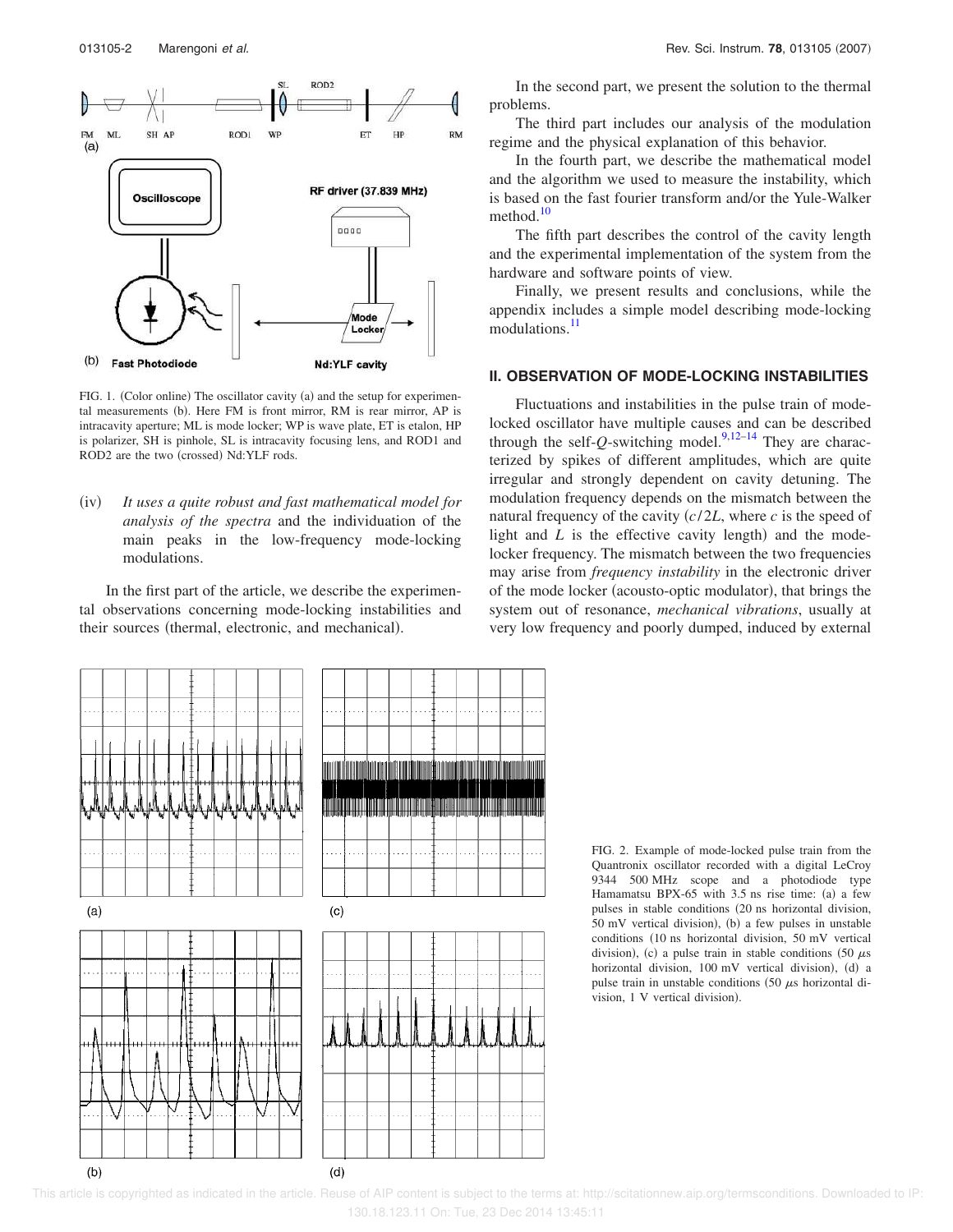FIG. 1. (Color online) The oscillator cavity (a) and the setup for experimental measurements (b). Here FM is front mirror, RM is rear mirror, AP is intracavity aperture; ML is mode locker; WP is wave plate, ET is etalon, HP is polarizer, SH is pinhole, SL is intracavity focusing lens, and ROD1 and ROD2 are the two (crossed) Nd:YLF rods.

(iv) *It uses a quite robust and fast mathematical model for analysis of the spectra* and the individuation of the main peaks in the low-frequency mode-locking modulations.

In the first part of the article, we describe the experimental observations concerning mode-locking instabilities and their sources (thermal, electronic, and mechanical).

In the second part, we present the solution to the thermal problems.

The third part includes our analysis of the modulation regime and the physical explanation of this behavior.

In the fourth part, we describe the mathematical model and the algorithm we used to measure the instability, which is based on the fast fourier transform and/or the Yule-Walker method.[10]

The fifth part describes the control of the cavity length and the experimental implementation of the system from the hardware and software points of view.

Finally, we present results and conclusions, while the appendix includes a simple model describing mode-locking modulations.[11]

## II. OBSERVATION OF MODE-LOCKING INSTABILITIES

Fluctuations and instabilities in the pulse train of mode-locked oscillator have multiple causes and can be described through the self-$Q$-switching model.[9,12–14] They are characterized by spikes of different amplitudes, which are quite irregular and strongly dependent on cavity detuning. The modulation frequency depends on the mismatch between the natural frequency of the cavity ($c/2L$, where $c$ is the speed of light and $L$ is the effective cavity length) and the mode-locker frequency. The mismatch between the two frequencies may arise from *frequency instability* in the electronic driver of the mode locker (acousto-optic modulator), that brings the system out of resonance, *mechanical vibrations*, usually at very low frequency and poorly dumped, induced by external

FIG. 2. Example of mode-locked pulse train from the Quantronix oscillator recorded with a digital LeCroy 9344 500 MHz scope and a photodiode type Hamamatsu BPX-65 with 3.5 ns rise time: (a) a few pulses in stable conditions (20 ns horizontal division, 50 mV vertical division), (b) a few pulses in unstable conditions (10 ns horizontal division, 50 mV vertical division), (c) a pulse train in stable conditions (50 $\mu$s horizontal division, 100 mV vertical division), (d) a pulse train in unstable conditions (50 $\mu$s horizontal division, 1 V vertical division).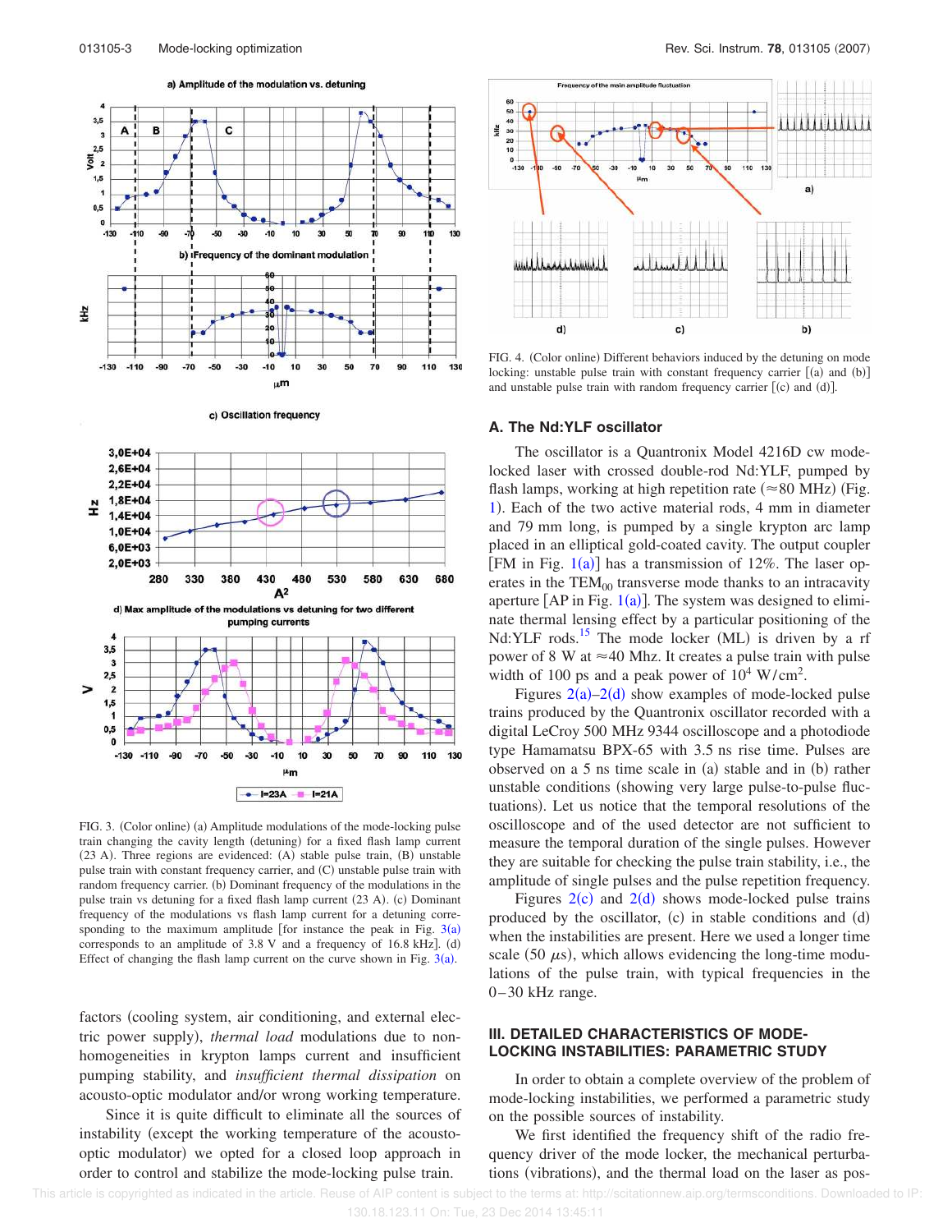FIG. 3. (Color online) (a) Amplitude modulations of the mode-locking pulse train changing the cavity length (detuning) for a fixed flash lamp current (23 A). Three regions are evidenced: (A) stable pulse train, (B) unstable pulse train with constant frequency carrier, and (C) unstable pulse train with random frequency carrier. (b) Dominant frequency of the modulations in the pulse train vs detuning for a fixed flash lamp current (23 A). (c) Dominant frequency of the modulations vs flash lamp current for a detuning corresponding to the maximum amplitude [for instance the peak in Fig. 3(a) corresponds to an amplitude of 3.8 V and a frequency of 16.8 kHz]. (d) Effect of changing the flash lamp current on the curve shown in Fig. 3(a).

factors (cooling system, air conditioning, and external electric power supply), *thermal load* modulations due to nonhomogeneities in krypton lamps current and insufficient pumping stability, and *insufficient thermal dissipation* on acousto-optic modulator and/or wrong working temperature.

Since it is quite difficult to eliminate all the sources of instability (except the working temperature of the acousto-optic modulator) we opted for a closed loop approach in order to control and stabilize the mode-locking pulse train.

FIG. 4. (Color online) Different behaviors induced by the detuning on mode locking: unstable pulse train with constant frequency carrier [(a) and (b)] and unstable pulse train with random frequency carrier [(c) and (d)].

## A. The Nd:YLF oscillator

The oscillator is a Quantronix Model 4216D cw mode-locked laser with crossed double-rod Nd:YLF, pumped by flash lamps, working at high repetition rate (≈80 MHz) (Fig. 1). Each of the two active material rods, 4 mm in diameter and 79 mm long, is pumped by a single krypton arc lamp placed in an elliptical gold-coated cavity. The output coupler [FM in Fig. 1(a)] has a transmission of 12%. The laser operates in the $TEM_{00}$ transverse mode thanks to an intracavity aperture [AP in Fig. 1(a)]. The system was designed to eliminate thermal lensing effect by a particular positioning of the Nd:YLF rods.[15] The mode locker (ML) is driven by a rf power of 8 W at ≈40 Mhz. It creates a pulse train with pulse width of 100 ps and a peak power of $10^4$ W/cm$^2$.

Figures 2(a)–2(d) show examples of mode-locked pulse trains produced by the Quantronix oscillator recorded with a digital LeCroy 500 MHz 9344 oscilloscope and a photodiode type Hamamatsu BPX-65 with 3.5 ns rise time. Pulses are observed on a 5 ns time scale in (a) stable and in (b) rather unstable conditions (showing very large pulse-to-pulse fluctuations). Let us notice that the temporal resolutions of the oscilloscope and of the used detector are not sufficient to measure the temporal duration of the single pulses. However they are suitable for checking the pulse train stability, i.e., the amplitude of single pulses and the pulse repetition frequency.

Figures 2(c) and 2(d) show mode-locked pulse trains produced by the oscillator, (c) in stable conditions and (d) when the instabilities are present. Here we used a longer time scale (50 $\mu$s), which allows evidencing the long-time modulations of the pulse train, with typical frequencies in the 0–30 kHz range.

## III. DETAILED CHARACTERISTICS OF MODE-LOCKING INSTABILITIES: PARAMETRIC STUDY

In order to obtain a complete overview of the problem of mode-locking instabilities, we performed a parametric study on the possible sources of instability.

We first identified the frequency shift of the radio frequency driver of the mode locker, the mechanical perturbations (vibrations), and the thermal load on the laser as pos-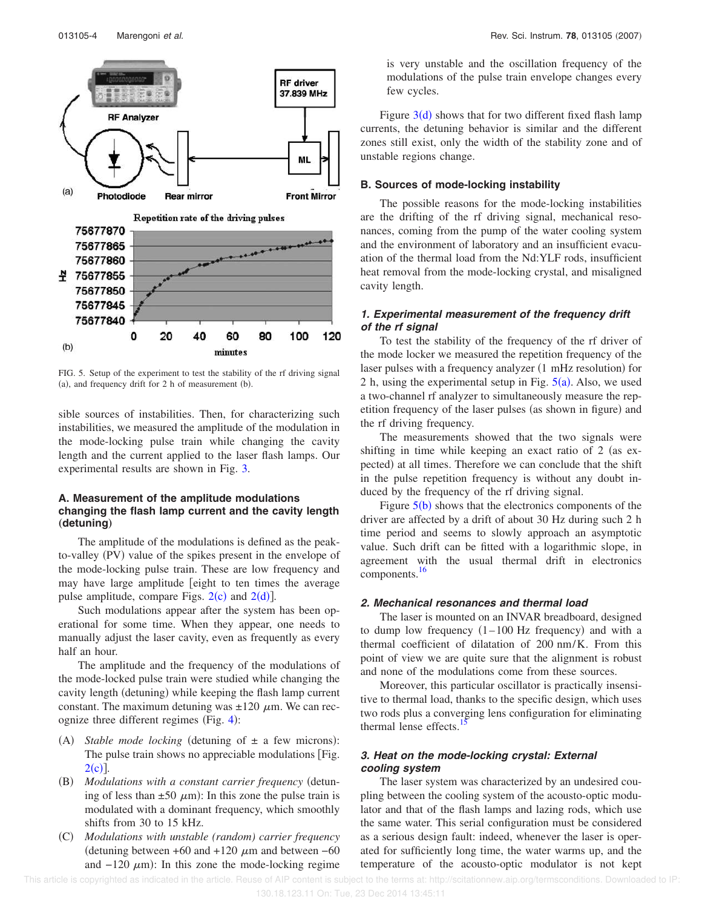FIG. 5. Setup of the experiment to test the stability of the rf driving signal (a), and frequency drift for 2 h of measurement (b).

sible sources of instabilities. Then, for characterizing such instabilities, we measured the amplitude of the modulation in the mode-locking pulse train while changing the cavity length and the current applied to the laser flash lamps. Our experimental results are shown in Fig. 3.

### A. Measurement of the amplitude modulations changing the flash lamp current and the cavity length (detuning)

The amplitude of the modulations is defined as the peak-to-valley (PV) value of the spikes present in the envelope of the mode-locking pulse train. These are low frequency and may have large amplitude [eight to ten times the average pulse amplitude, compare Figs. 2(c) and 2(d)].

Such modulations appear after the system has been operational for some time. When they appear, one needs to manually adjust the laser cavity, even as frequently as every half an hour.

The amplitude and the frequency of the modulations of the mode-locked pulse train were studied while changing the cavity length (detuning) while keeping the flash lamp current constant. The maximum detuning was $\pm 120\ \mu$m. We can recognize three different regimes (Fig. 4):

(A) *Stable mode locking* (detuning of $\pm$ a few microns): The pulse train shows no appreciable modulations [Fig. 2(c)].

(B) *Modulations with a constant carrier frequency* (detuning of less than $\pm 50\ \mu$m): In this zone the pulse train is modulated with a dominant frequency, which smoothly shifts from 30 to 15 kHz.

(C) *Modulations with unstable (random) carrier frequency* (detuning between $+60$ and $+120\ \mu$m and between $-60$ and $-120\ \mu$m): In this zone the mode-locking regime is very unstable and the oscillation frequency of the modulations of the pulse train envelope changes every few cycles.

Figure 3(d) shows that for two different fixed flash lamp currents, the detuning behavior is similar and the different zones still exist, only the width of the stability zone and of unstable regions change.

### B. Sources of mode-locking instability

The possible reasons for the mode-locking instabilities are the drifting of the rf driving signal, mechanical resonances, coming from the pump of the water cooling system and the environment of laboratory and an insufficient evacuation of the thermal load from the Nd:YLF rods, insufficient heat removal from the mode-locking crystal, and misaligned cavity length.

#### *1. Experimental measurement of the frequency drift of the rf signal*

To test the stability of the frequency of the rf driver of the mode locker we measured the repetition frequency of the laser pulses with a frequency analyzer (1 mHz resolution) for 2 h, using the experimental setup in Fig. 5(a). Also, we used a two-channel rf analyzer to simultaneously measure the repetition frequency of the laser pulses (as shown in figure) and the rf driving frequency.

The measurements showed that the two signals were shifting in time while keeping an exact ratio of 2 (as expected) at all times. Therefore we can conclude that the shift in the pulse repetition frequency is without any doubt induced by the frequency of the rf driving signal.

Figure 5(b) shows that the electronics components of the driver are affected by a drift of about 30 Hz during such 2 h time period and seems to slowly approach an asymptotic value. Such drift can be fitted with a logarithmic slope, in agreement with the usual thermal drift in electronics components.[16]

#### *2. Mechanical resonances and thermal load*

The laser is mounted on an INVAR breadboard, designed to dump low frequency (1–100 Hz frequency) and with a thermal coefficient of dilatation of 200 nm/K. From this point of view we are quite sure that the alignment is robust and none of the modulations come from these sources.

Moreover, this particular oscillator is practically insensitive to thermal load, thanks to the specific design, which uses two rods plus a converging lens configuration for eliminating thermal lense effects.[15]

#### *3. Heat on the mode-locking crystal: External cooling system*

The laser system was characterized by an undesired coupling between the cooling system of the acousto-optic modulator and that of the flash lamps and lazing rods, which use the same water. This serial configuration must be considered as a serious design fault: indeed, whenever the laser is operated for sufficiently long time, the water warms up, and the temperature of the acousto-optic modulator is not kept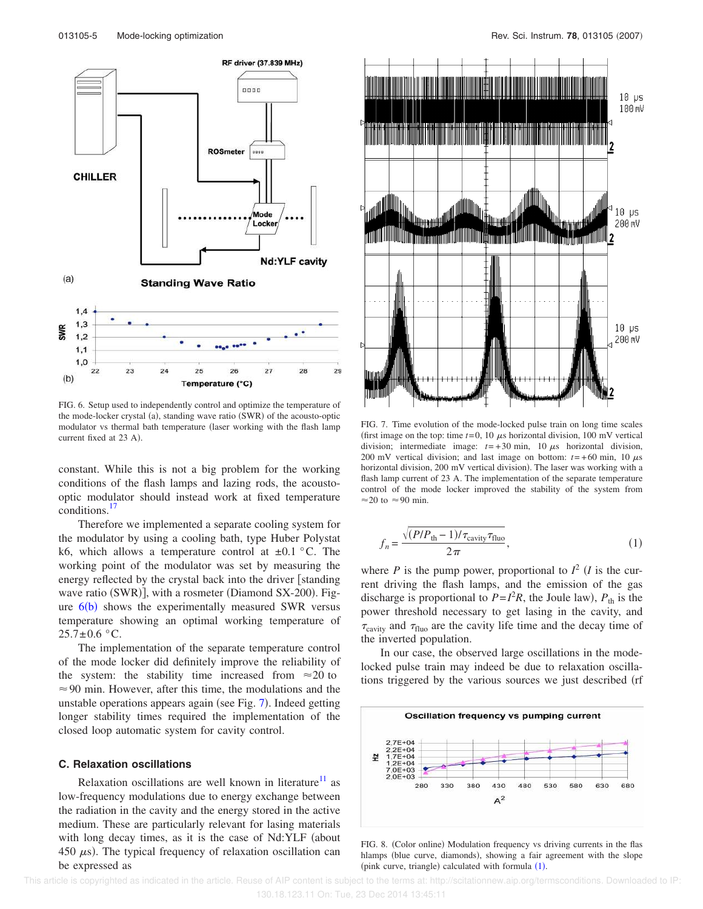FIG. 6. Setup used to independently control and optimize the temperature of the mode-locker crystal (a), standing wave ratio (SWR) of the acousto-optic modulator vs thermal bath temperature (laser working with the flash lamp current fixed at 23 A).

constant. While this is not a big problem for the working conditions of the flash lamps and lazing rods, the acousto-optic modulator should instead work at fixed temperature conditions.[17]

Therefore we implemented a separate cooling system for the modulator by using a cooling bath, type Huber Polystat k6, which allows a temperature control at ±0.1 °C. The working point of the modulator was set by measuring the energy reflected by the crystal back into the driver [standing wave ratio (SWR)], with a rosmeter (Diamond SX-200). Figure 6(b) shows the experimentally measured SWR versus temperature showing an optimal working temperature of 25.7±0.6 °C.

The implementation of the separate temperature control of the mode locker did definitely improve the reliability of the system: the stability time increased from ≈20 to ≈90 min. However, after this time, the modulations and the unstable operations appears again (see Fig. 7). Indeed getting longer stability times required the implementation of the closed loop automatic system for cavity control.

### C. Relaxation oscillations

Relaxation oscillations are well known in literature[11] as low-frequency modulations due to energy exchange between the radiation in the cavity and the energy stored in the active medium. These are particularly relevant for lasing materials with long decay times, as it is the case of Nd:YLF (about 450 $\mu$s). The typical frequency of relaxation oscillation can be expressed as

FIG. 7. Time evolution of the mode-locked pulse train on long time scales (first image on the top: time $t=0$, 10 $\mu$s horizontal division, 100 mV vertical division; intermediate image: $t=+30$ min, 10 $\mu$s horizontal division, 200 mV vertical division; and last image on bottom: $t=+60$ min, 10 $\mu$s horizontal division, 200 mV vertical division). The laser was working with a flash lamp current of 23 A. The implementation of the separate temperature control of the mode locker improved the stability of the system from ≈20 to ≈90 min.

$$f_n = \frac{\sqrt{(P/P_{\text{th}} - 1)/\tau_{\text{cavity}}\tau_{\text{fluo}}}}{2\pi}, \tag{1}$$

where $P$ is the pump power, proportional to $I^2$ ($I$ is the current driving the flash lamps, and the emission of the gas discharge is proportional to $P=I^2R$, the Joule law), $P_{\text{th}}$ is the power threshold necessary to get lasing in the cavity, and $\tau_{\text{cavity}}$ and $\tau_{\text{fluo}}$ are the cavity life time and the decay time of the inverted population.

In our case, the observed large oscillations in the mode-locked pulse train may indeed be due to relaxation oscillations triggered by the various sources we just described (rf

FIG. 8. (Color online) Modulation frequency vs driving currents in the flas hlamps (blue curve, diamonds), showing a fair agreement with the slope (pink curve, triangle) calculated with formula (1).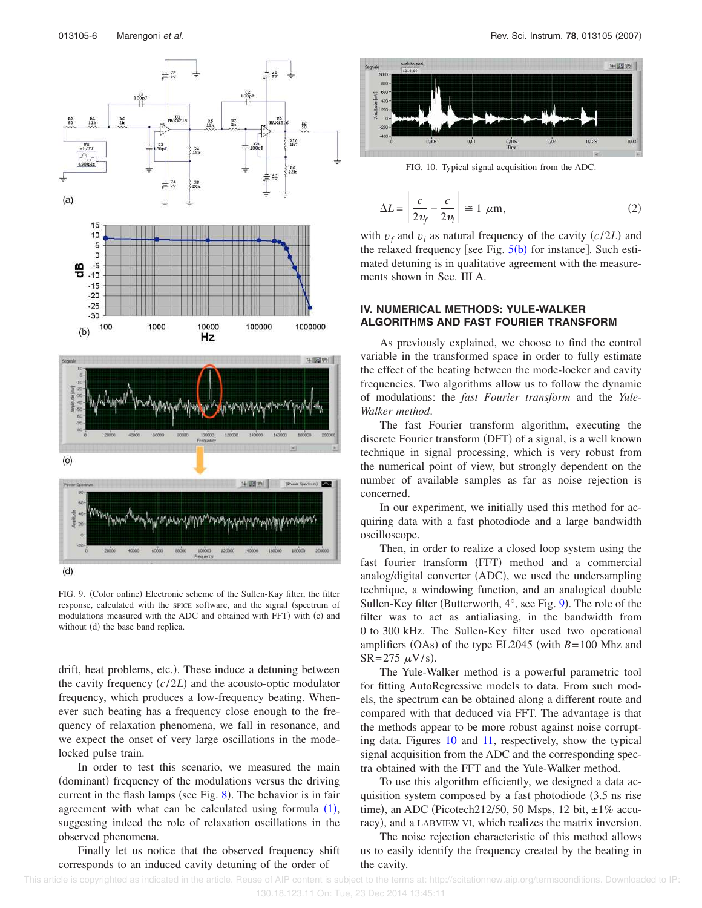FIG. 9. (Color online) Electronic scheme of the Sullen-Kay filter, the filter response, calculated with the SPICE software, and the signal (spectrum of modulations measured with the ADC and obtained with FFT) with (c) and without (d) the base band replica.

drift, heat problems, etc.). These induce a detuning between the cavity frequency $(c/2L)$ and the acousto-optic modulator frequency, which produces a low-frequency beating. Whenever such beating has a frequency close enough to the frequency of relaxation phenomena, we fall in resonance, and we expect the onset of very large oscillations in the mode-locked pulse train.

In order to test this scenario, we measured the main (dominant) frequency of the modulations versus the driving current in the flash lamps (see Fig. 8). The behavior is in fair agreement with what can be calculated using formula (1), suggesting indeed the role of relaxation oscillations in the observed phenomena.

Finally let us notice that the observed frequency shift corresponds to an induced cavity detuning of the order of

FIG. 10. Typical signal acquisition from the ADC.

$$\Delta L = \left| \frac{c}{2v_f} - \frac{c}{2v_i} \right| \cong 1\ \mu\text{m}, \tag{2}$$

with $v_f$ and $v_i$ as natural frequency of the cavity $(c/2L)$ and the relaxed frequency [see Fig. 5(b) for instance]. Such estimated detuning is in qualitative agreement with the measurements shown in Sec. III A.

## IV. NUMERICAL METHODS: YULE-WALKER ALGORITHMS AND FAST FOURIER TRANSFORM

As previously explained, we choose to find the control variable in the transformed space in order to fully estimate the effect of the beating between the mode-locker and cavity frequencies. Two algorithms allow us to follow the dynamic of modulations: the *fast Fourier transform* and the *Yule-Walker method*.

The fast Fourier transform algorithm, executing the discrete Fourier transform (DFT) of a signal, is a well known technique in signal processing, which is very robust from the numerical point of view, but strongly dependent on the number of available samples as far as noise rejection is concerned.

In our experiment, we initially used this method for acquiring data with a fast photodiode and a large bandwidth oscilloscope.

Then, in order to realize a closed loop system using the fast fourier transform (FFT) method and a commercial analog/digital converter (ADC), we used the undersampling technique, a windowing function, and an analogical double Sullen-Key filter (Butterworth, 4°, see Fig. 9). The role of the filter was to act as antialiasing, in the bandwidth from 0 to 300 kHz. The Sullen-Key filter used two operational amplifiers (OAs) of the type EL2045 (with $B=100$ Mhz and $\text{SR}=275\ \mu\text{V/s}$).

The Yule-Walker method is a powerful parametric tool for fitting AutoRegressive models to data. From such models, the spectrum can be obtained along a different route and compared with that deduced via FFT. The advantage is that the methods appear to be more robust against noise corrupting data. Figures 10 and 11, respectively, show the typical signal acquisition from the ADC and the corresponding spectra obtained with the FFT and the Yule-Walker method.

To use this algorithm efficiently, we designed a data acquisition system composed by a fast photodiode (3.5 ns rise time), an ADC (Picotech212/50, 50 Msps, 12 bit, ±1% accuracy), and a LABVIEW VI, which realizes the matrix inversion.

The noise rejection characteristic of this method allows us to easily identify the frequency created by the beating in the cavity.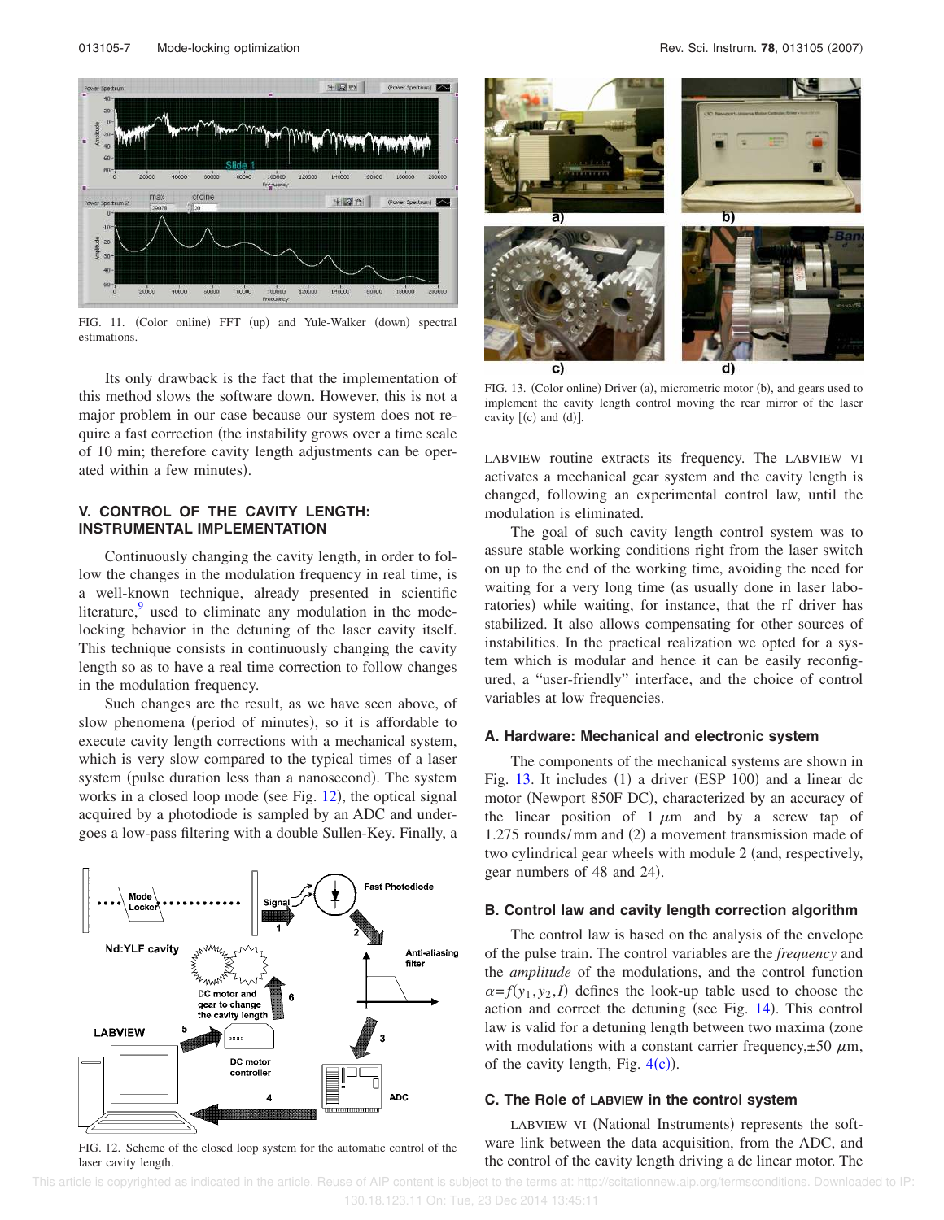FIG. 11. (Color online) FFT (up) and Yule-Walker (down) spectral estimations.

Its only drawback is the fact that the implementation of this method slows the software down. However, this is not a major problem in our case because our system does not require a fast correction (the instability grows over a time scale of 10 min; therefore cavity length adjustments can be operated within a few minutes).

## V. CONTROL OF THE CAVITY LENGTH: INSTRUMENTAL IMPLEMENTATION

Continuously changing the cavity length, in order to follow the changes in the modulation frequency in real time, is a well-known technique, already presented in scientific literature,[9] used to eliminate any modulation in the mode-locking behavior in the detuning of the laser cavity itself. This technique consists in continuously changing the cavity length so as to have a real time correction to follow changes in the modulation frequency.

Such changes are the result, as we have seen above, of slow phenomena (period of minutes), so it is affordable to execute cavity length corrections with a mechanical system, which is very slow compared to the typical times of a laser system (pulse duration less than a nanosecond). The system works in a closed loop mode (see Fig. 12), the optical signal acquired by a photodiode is sampled by an ADC and undergoes a low-pass filtering with a double Sullen-Key. Finally, a LABVIEW routine extracts its frequency. The LABVIEW VI activates a mechanical gear system and the cavity length is changed, following an experimental control law, until the modulation is eliminated.

FIG. 12. Scheme of the closed loop system for the automatic control of the laser cavity length.

FIG. 13. (Color online) Driver (a), micrometric motor (b), and gears used to implement the cavity length control moving the rear mirror of the laser cavity [(c) and (d)].

The goal of such cavity length control system was to assure stable working conditions right from the laser switch on up to the end of the working time, avoiding the need for waiting for a very long time (as usually done in laser laboratories) while waiting, for instance, that the rf driver has stabilized. It also allows compensating for other sources of instabilities. In the practical realization we opted for a system which is modular and hence it can be easily reconfigured, a "user-friendly" interface, and the choice of control variables at low frequencies.

### A. Hardware: Mechanical and electronic system

The components of the mechanical systems are shown in Fig. 13. It includes (1) a driver (ESP 100) and a linear dc motor (Newport 850F DC), characterized by an accuracy of the linear position of 1 $\mu$m and by a screw tap of 1.275 rounds/mm and (2) a movement transmission made of two cylindrical gear wheels with module 2 (and, respectively, gear numbers of 48 and 24).

### B. Control law and cavity length correction algorithm

The control law is based on the analysis of the envelope of the pulse train. The control variables are the *frequency* and the *amplitude* of the modulations, and the control function $\alpha = f(y_1, y_2, I)$ defines the look-up table used to choose the action and correct the detuning (see Fig. 14). This control law is valid for a detuning length between two maxima (zone with modulations with a constant carrier frequency,$\pm 50$ $\mu$m, of the cavity length, Fig. 4(c)).

### C. The Role of LABVIEW in the control system

LABVIEW VI (National Instruments) represents the software link between the data acquisition, from the ADC, and the control of the cavity length driving a dc linear motor. The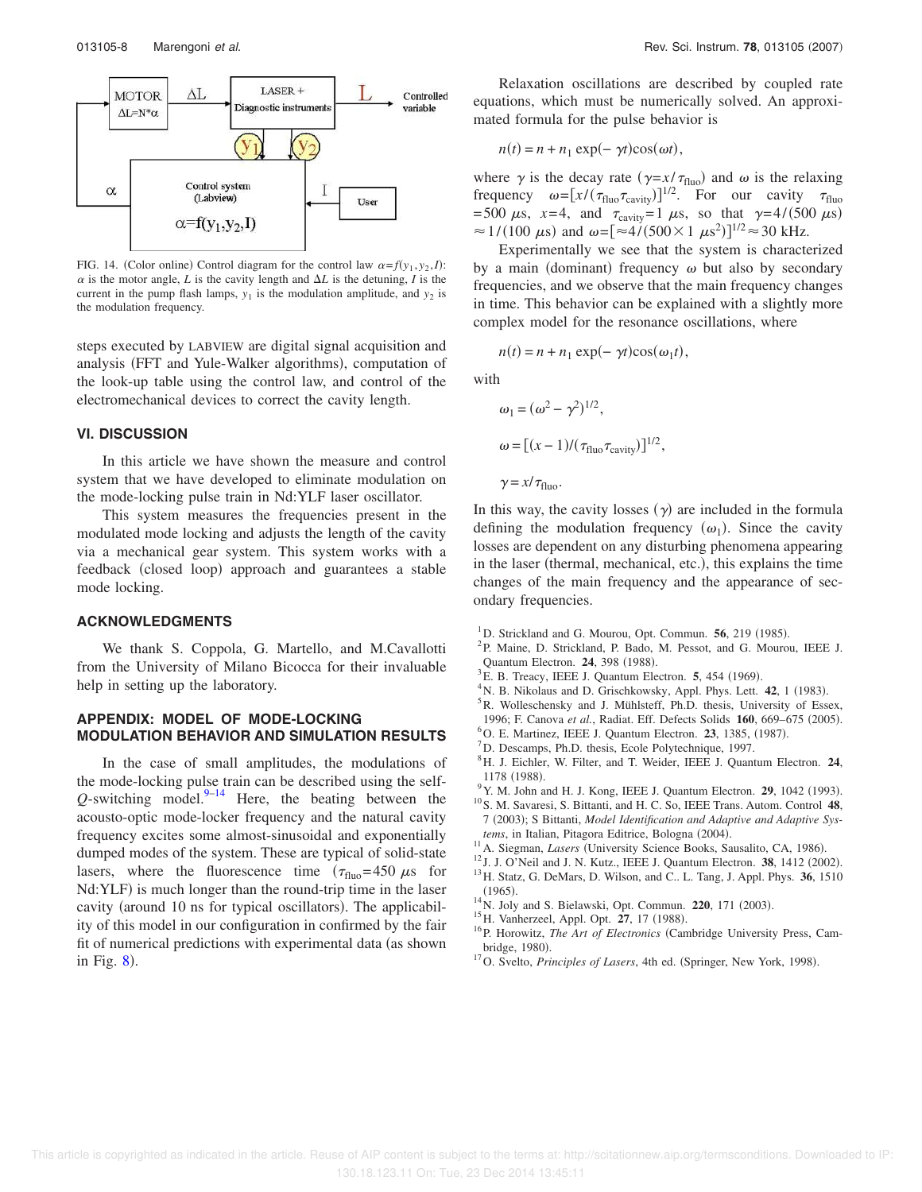MOTOR
$\Delta L=N^*\alpha$
$\Delta L$
LASER +
Diagnostic instruments
L
Controlled variable
$y_1$
$y_2$
$\alpha$
Control system
(Labview)
$\alpha=f(y_1,y_2,I)$
I
User

FIG. 14. (Color online) Control diagram for the control law $\alpha=f(y_1,y_2,I)$: $\alpha$ is the motor angle, $L$ is the cavity length and $\Delta L$ is the detuning, $I$ is the current in the pump flash lamps, $y_1$ is the modulation amplitude, and $y_2$ is the modulation frequency.

steps executed by LABVIEW are digital signal acquisition and analysis (FFT and Yule-Walker algorithms), computation of the look-up table using the control law, and control of the electromechanical devices to correct the cavity length.

## VI. DISCUSSION

In this article we have shown the measure and control system that we have developed to eliminate modulation on the mode-locking pulse train in Nd:YLF laser oscillator.

This system measures the frequencies present in the modulated mode locking and adjusts the length of the cavity via a mechanical gear system. This system works with a feedback (closed loop) approach and guarantees a stable mode locking.

## ACKNOWLEDGMENTS

We thank S. Coppola, G. Martello, and M.Cavallotti from the University of Milano Bicocca for their invaluable help in setting up the laboratory.

## APPENDIX: MODEL OF MODE-LOCKING MODULATION BEHAVIOR AND SIMULATION RESULTS

In the case of small amplitudes, the modulations of the mode-locking pulse train can be described using the self-$Q$-switching model.[9–14] Here, the beating between the acousto-optic mode-locker frequency and the natural cavity frequency excites some almost-sinusoidal and exponentially dumped modes of the system. These are typical of solid-state lasers, where the fluorescence time ($\tau_{\text{fluo}}=450\ \mu\text{s}$ for Nd:YLF) is much longer than the round-trip time in the laser cavity (around 10 ns for typical oscillators). The applicability of this model in our configuration in confirmed by the fair fit of numerical predictions with experimental data (as shown in Fig. 8).

Relaxation oscillations are described by coupled rate equations, which must be numerically solved. An approximated formula for the pulse behavior is

$$n(t) = n + n_1 \exp(-\gamma t)\cos(\omega t),$$

where $\gamma$ is the decay rate ($\gamma = x/\tau_{\text{fluo}}$) and $\omega$ is the relaxing frequency $\omega=[x/(\tau_{\text{fluo}}\tau_{\text{cavity}})]^{1/2}$. For our cavity $\tau_{\text{fluo}}=500\ \mu\text{s}$, $x=4$, and $\tau_{\text{cavity}}=1\ \mu\text{s}$, so that $\gamma=4/(500\ \mu\text{s})\approx 1/(100\ \mu\text{s})$ and $\omega=[\approx 4/(500\times 1\ \mu\text{s}^2)]^{1/2}\approx 30$ kHz.

Experimentally we see that the system is characterized by a main (dominant) frequency $\omega$ but also by secondary frequencies, and we observe that the main frequency changes in time. This behavior can be explained with a slightly more complex model for the resonance oscillations, where

$$n(t) = n + n_1 \exp(-\gamma t)\cos(\omega_1 t),$$

with

$$\omega_1 = (\omega^2 - \gamma^2)^{1/2},$$

$$\omega = [(x-1)/(\tau_{\text{fluo}}\tau_{\text{cavity}})]^{1/2},$$

$$\gamma = x/\tau_{\text{fluo}}.$$

In this way, the cavity losses ($\gamma$) are included in the formula defining the modulation frequency ($\omega_1$). Since the cavity losses are dependent on any disturbing phenomena appearing in the laser (thermal, mechanical, etc.), this explains the time changes of the main frequency and the appearance of secondary frequencies.

[1] D. Strickland and G. Mourou, Opt. Commun. **56**, 219 (1985).
[2] P. Maine, D. Strickland, P. Bado, M. Pessot, and G. Mourou, IEEE J. Quantum Electron. **24**, 398 (1988).
[3] E. B. Treacy, IEEE J. Quantum Electron. **5**, 454 (1969).
[4] N. B. Nikolaus and D. Grischkowsky, Appl. Phys. Lett. **42**, 1 (1983).
[5] R. Wolleschensky and J. Mühlsteff, Ph.D. thesis, University of Essex, 1996; F. Canova *et al.*, Radiat. Eff. Defects Solids **160**, 669–675 (2005).
[6] O. E. Martinez, IEEE J. Quantum Electron. **23**, 1385, (1987).
[7] D. Descamps, Ph.D. thesis, Ecole Polytechnique, 1997.
[8] H. J. Eichler, W. Filter, and T. Weider, IEEE J. Quantum Electron. **24**, 1178 (1988).
[9] Y. M. John and H. J. Kong, IEEE J. Quantum Electron. **29**, 1042 (1993).
[10] S. M. Savaresi, S. Bittanti, and H. C. So, IEEE Trans. Autom. Control **48**, 7 (2003); S Bittanti, *Model Identification and Adaptive and Adaptive Systems*, in Italian, Pitagora Editrice, Bologna (2004).
[11] A. Siegman, *Lasers* (University Science Books, Sausalito, CA, 1986).
[12] J. J. O'Neil and J. N. Kutz., IEEE J. Quantum Electron. **38**, 1412 (2002).
[13] H. Statz, G. DeMars, D. Wilson, and C.. L. Tang, J. Appl. Phys. **36**, 1510 (1965).
[14] N. Joly and S. Bielawski, Opt. Commun. **220**, 171 (2003).
[15] H. Vanherzeel, Appl. Opt. **27**, 17 (1988).
[16] P. Horowitz, *The Art of Electronics* (Cambridge University Press, Cambridge, 1980).
[17] O. Svelto, *Principles of Lasers*, 4th ed. (Springer, New York, 1998).